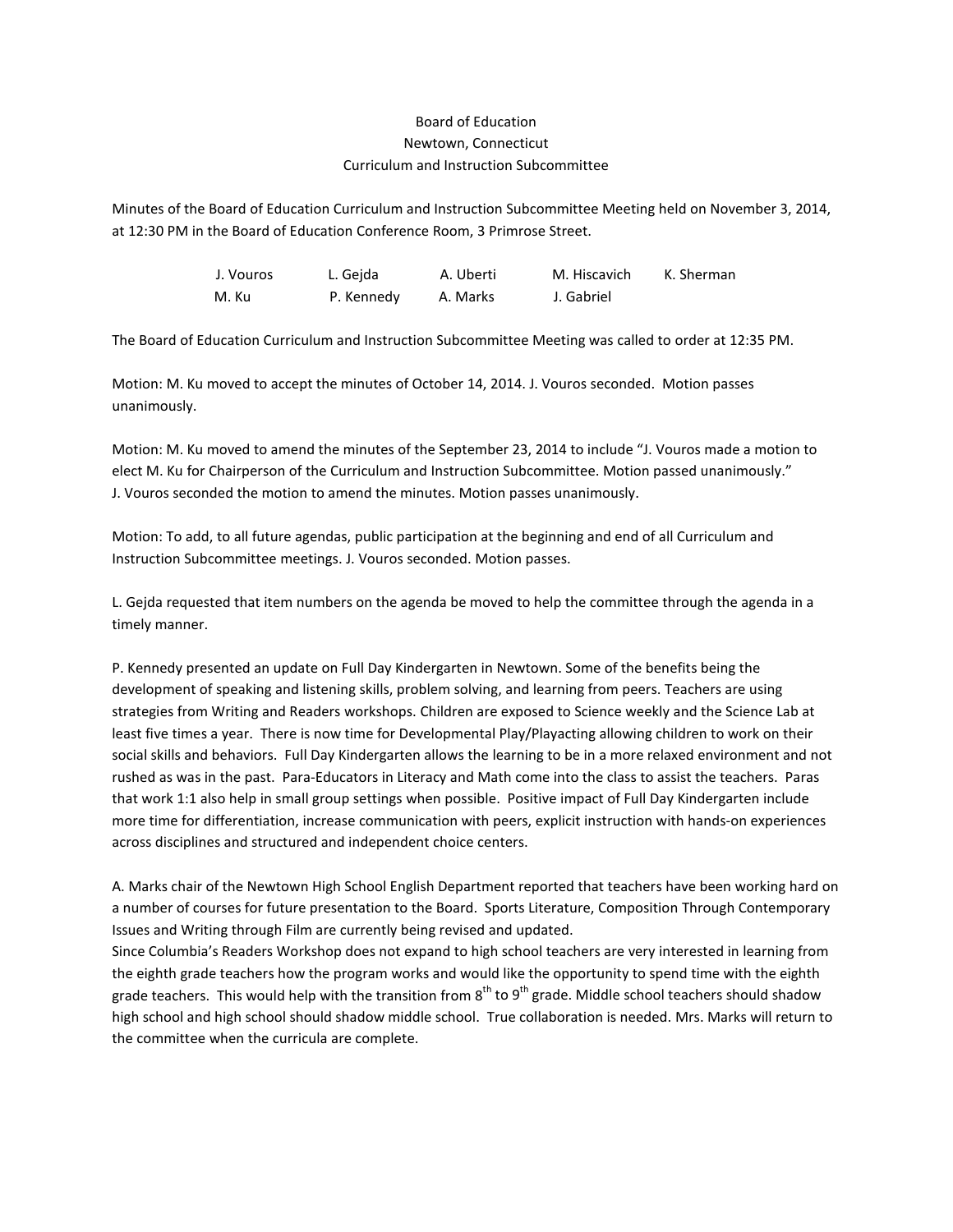Board of Education
Newtown, Connecticut
Curriculum and Instruction Subcommittee

Minutes of the Board of Education Curriculum and Instruction Subcommittee Meeting held on November 3, 2014, at 12:30 PM in the Board of Education Conference Room, 3 Primrose Street.

| | | | | |
|---|---|---|---|---|
| J. Vouros | L. Gejda | A. Uberti | M. Hiscavich | K. Sherman |
| M. Ku | P. Kennedy | A. Marks | J. Gabriel | |

The Board of Education Curriculum and Instruction Subcommittee Meeting was called to order at 12:35 PM.

Motion: M. Ku moved to accept the minutes of October 14, 2014. J. Vouros seconded. Motion passes unanimously.

Motion: M. Ku moved to amend the minutes of the September 23, 2014 to include "J. Vouros made a motion to elect M. Ku for Chairperson of the Curriculum and Instruction Subcommittee. Motion passed unanimously." J. Vouros seconded the motion to amend the minutes. Motion passes unanimously.

Motion: To add, to all future agendas, public participation at the beginning and end of all Curriculum and Instruction Subcommittee meetings. J. Vouros seconded. Motion passes.

L. Gejda requested that item numbers on the agenda be moved to help the committee through the agenda in a timely manner.

P. Kennedy presented an update on Full Day Kindergarten in Newtown. Some of the benefits being the development of speaking and listening skills, problem solving, and learning from peers. Teachers are using strategies from Writing and Readers workshops. Children are exposed to Science weekly and the Science Lab at least five times a year. There is now time for Developmental Play/Playacting allowing children to work on their social skills and behaviors. Full Day Kindergarten allows the learning to be in a more relaxed environment and not rushed as was in the past. Para-Educators in Literacy and Math come into the class to assist the teachers. Paras that work 1:1 also help in small group settings when possible. Positive impact of Full Day Kindergarten include more time for differentiation, increase communication with peers, explicit instruction with hands-on experiences across disciplines and structured and independent choice centers.

A. Marks chair of the Newtown High School English Department reported that teachers have been working hard on a number of courses for future presentation to the Board. Sports Literature, Composition Through Contemporary Issues and Writing through Film are currently being revised and updated.
Since Columbia's Readers Workshop does not expand to high school teachers are very interested in learning from the eighth grade teachers how the program works and would like the opportunity to spend time with the eighth grade teachers. This would help with the transition from 8th to 9th grade. Middle school teachers should shadow high school and high school should shadow middle school. True collaboration is needed. Mrs. Marks will return to the committee when the curricula are complete.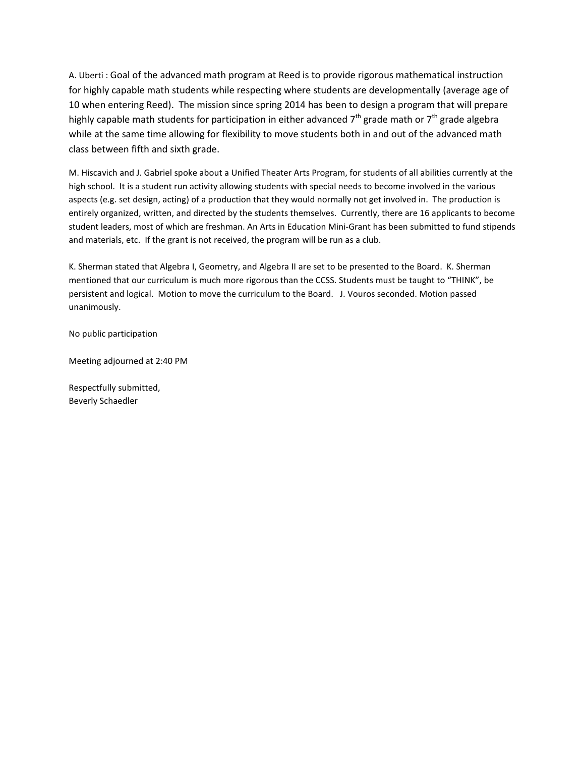A. Uberti : Goal of the advanced math program at Reed is to provide rigorous mathematical instruction for highly capable math students while respecting where students are developmentally (average age of 10 when entering Reed). The mission since spring 2014 has been to design a program that will prepare highly capable math students for participation in either advanced 7th grade math or 7th grade algebra while at the same time allowing for flexibility to move students both in and out of the advanced math class between fifth and sixth grade.

M. Hiscavich and J. Gabriel spoke about a Unified Theater Arts Program, for students of all abilities currently at the high school. It is a student run activity allowing students with special needs to become involved in the various aspects (e.g. set design, acting) of a production that they would normally not get involved in. The production is entirely organized, written, and directed by the students themselves. Currently, there are 16 applicants to become student leaders, most of which are freshman. An Arts in Education Mini-Grant has been submitted to fund stipends and materials, etc. If the grant is not received, the program will be run as a club.

K. Sherman stated that Algebra I, Geometry, and Algebra II are set to be presented to the Board. K. Sherman mentioned that our curriculum is much more rigorous than the CCSS. Students must be taught to "THINK", be persistent and logical. Motion to move the curriculum to the Board. J. Vouros seconded. Motion passed unanimously.

No public participation

Meeting adjourned at 2:40 PM

Respectfully submitted,
Beverly Schaedler